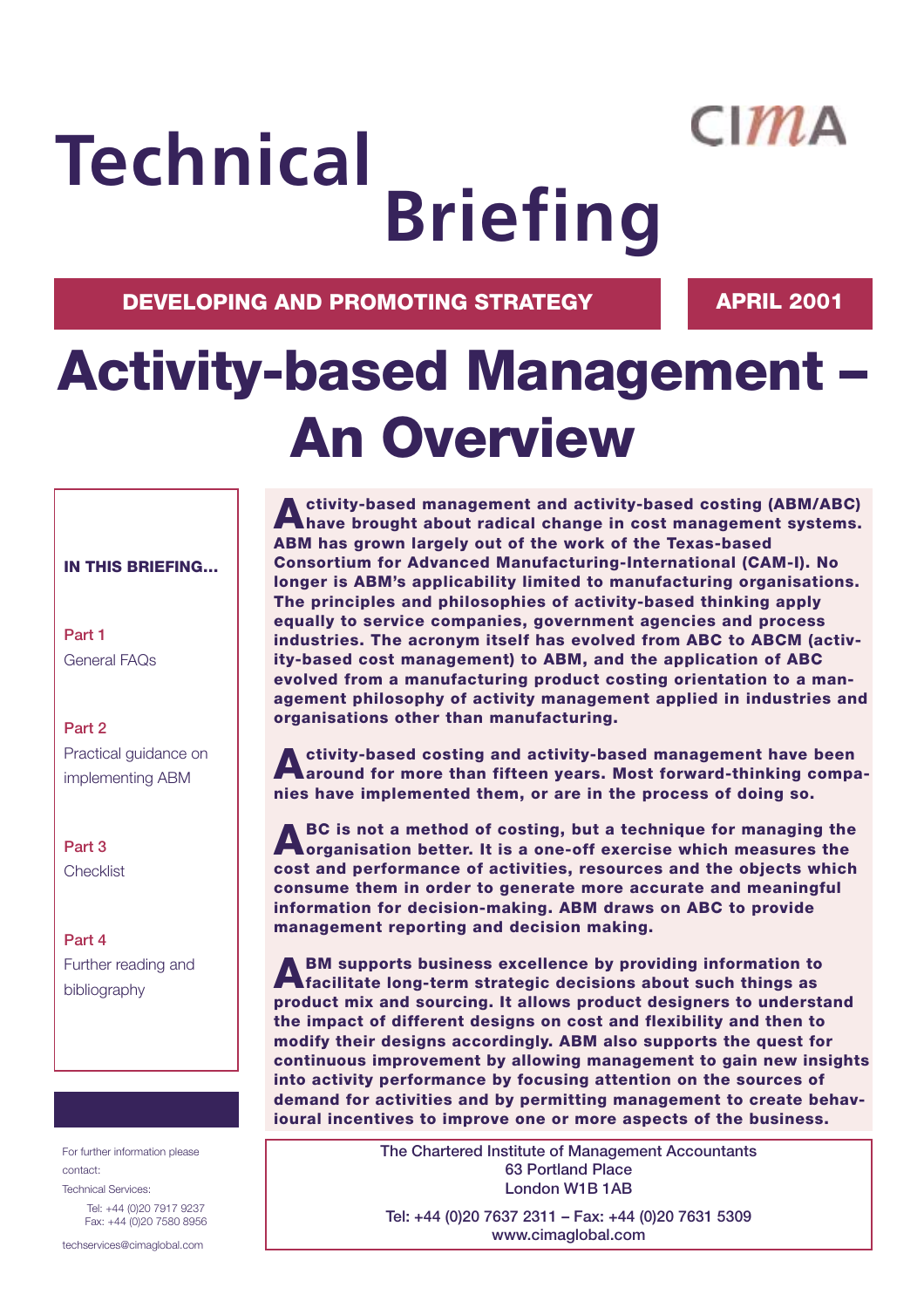CIMA

# Technical Briefing

**DEVELOPING AND PROMOTING STRATEGY** **APRIL 2001**

# Activity-based Management – An Overview

**IN THIS BRIEFING...**

**Part 1**
General FAQs

**Part 2**
Practical guidance on implementing ABM

**Part 3**
Checklist

**Part 4**
Further reading and bibliography

For further information please contact:
Technical Services:
Tel: +44 (0)20 7917 9237
Fax: +44 (0)20 7580 8956
techservices@cimaglobal.com

**Activity-based management and activity-based costing (ABM/ABC) have brought about radical change in cost management systems. ABM has grown largely out of the work of the Texas-based Consortium for Advanced Manufacturing-International (CAM-I). No longer is ABM's applicability limited to manufacturing organisations. The principles and philosophies of activity-based thinking apply equally to service companies, government agencies and process industries. The acronym itself has evolved from ABC to ABCM (activity-based cost management) to ABM, and the application of ABC evolved from a manufacturing product costing orientation to a management philosophy of activity management applied in industries and organisations other than manufacturing.**

**Activity-based costing and activity-based management have been around for more than fifteen years. Most forward-thinking companies have implemented them, or are in the process of doing so.**

**ABC is not a method of costing, but a technique for managing the organisation better. It is a one-off exercise which measures the cost and performance of activities, resources and the objects which consume them in order to generate more accurate and meaningful information for decision-making. ABM draws on ABC to provide management reporting and decision making.**

**ABM supports business excellence by providing information to facilitate long-term strategic decisions about such things as product mix and sourcing. It allows product designers to understand the impact of different designs on cost and flexibility and then to modify their designs accordingly. ABM also supports the quest for continuous improvement by allowing management to gain new insights into activity performance by focusing attention on the sources of demand for activities and by permitting management to create behavioural incentives to improve one or more aspects of the business.**

The Chartered Institute of Management Accountants
63 Portland Place
London W1B 1AB

Tel: +44 (0)20 7637 2311 – Fax: +44 (0)20 7631 5309
www.cimaglobal.com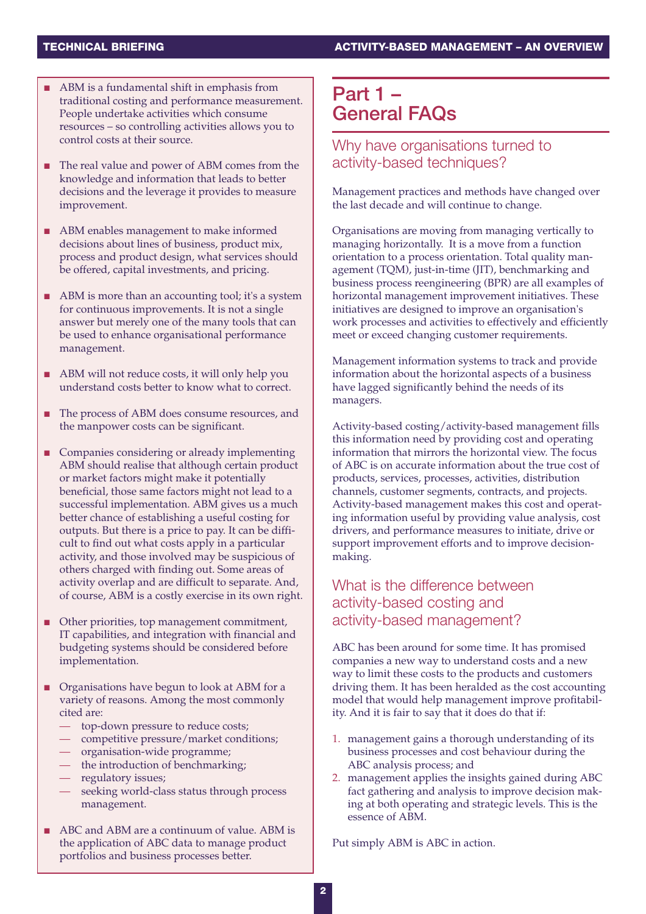- ABM is a fundamental shift in emphasis from traditional costing and performance measurement. People undertake activities which consume resources – so controlling activities allows you to control costs at their source.

- The real value and power of ABM comes from the knowledge and information that leads to better decisions and the leverage it provides to measure improvement.

- ABM enables management to make informed decisions about lines of business, product mix, process and product design, what services should be offered, capital investments, and pricing.

- ABM is more than an accounting tool; it's a system for continuous improvements. It is not a single answer but merely one of the many tools that can be used to enhance organisational performance management.

- ABM will not reduce costs, it will only help you understand costs better to know what to correct.

- The process of ABM does consume resources, and the manpower costs can be significant.

- Companies considering or already implementing ABM should realise that although certain product or market factors might make it potentially beneficial, those same factors might not lead to a successful implementation. ABM gives us a much better chance of establishing a useful costing for outputs. But there is a price to pay. It can be difficult to find out what costs apply in a particular activity, and those involved may be suspicious of others charged with finding out. Some areas of activity overlap and are difficult to separate. And, of course, ABM is a costly exercise in its own right.

- Other priorities, top management commitment, IT capabilities, and integration with financial and budgeting systems should be considered before implementation.

- Organisations have begun to look at ABM for a variety of reasons. Among the most commonly cited are:
  - top-down pressure to reduce costs;
  - competitive pressure/market conditions;
  - organisation-wide programme;
  - the introduction of benchmarking;
  - regulatory issues;
  - seeking world-class status through process management.

- ABC and ABM are a continuum of value. ABM is the application of ABC data to manage product portfolios and business processes better.

# Part 1 – General FAQs

## Why have organisations turned to activity-based techniques?

Management practices and methods have changed over the last decade and will continue to change.

Organisations are moving from managing vertically to managing horizontally. It is a move from a function orientation to a process orientation. Total quality management (TQM), just-in-time (JIT), benchmarking and business process reengineering (BPR) are all examples of horizontal management improvement initiatives. These initiatives are designed to improve an organisation's work processes and activities to effectively and efficiently meet or exceed changing customer requirements.

Management information systems to track and provide information about the horizontal aspects of a business have lagged significantly behind the needs of its managers.

Activity-based costing/activity-based management fills this information need by providing cost and operating information that mirrors the horizontal view. The focus of ABC is on accurate information about the true cost of products, services, processes, activities, distribution channels, customer segments, contracts, and projects. Activity-based management makes this cost and operating information useful by providing value analysis, cost drivers, and performance measures to initiate, drive or support improvement efforts and to improve decision-making.

## What is the difference between activity-based costing and activity-based management?

ABC has been around for some time. It has promised companies a new way to understand costs and a new way to limit these costs to the products and customers driving them. It has been heralded as the cost accounting model that would help management improve profitability. And it is fair to say that it does do that if:

1. management gains a thorough understanding of its business processes and cost behaviour during the ABC analysis process; and
2. management applies the insights gained during ABC fact gathering and analysis to improve decision making at both operating and strategic levels. This is the essence of ABM.

Put simply ABM is ABC in action.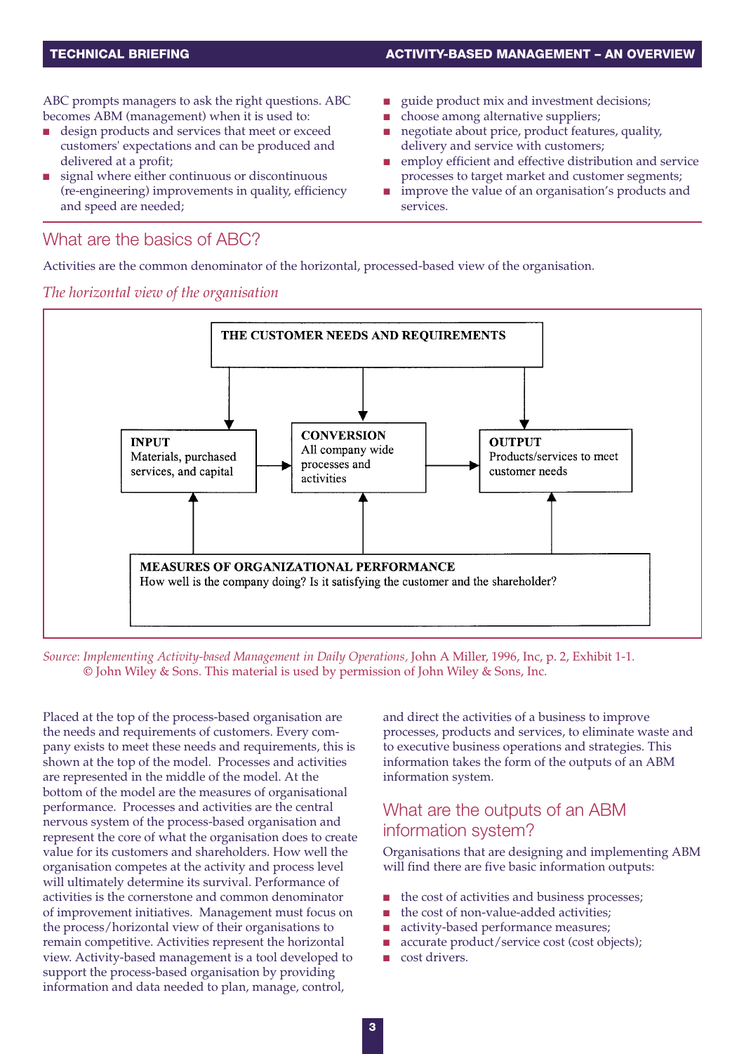ABC prompts managers to ask the right questions. ABC becomes ABM (management) when it is used to:

- design products and services that meet or exceed customers' expectations and can be produced and delivered at a profit;
- signal where either continuous or discontinuous (re-engineering) improvements in quality, efficiency and speed are needed;
- guide product mix and investment decisions;
- choose among alternative suppliers;
- negotiate about price, product features, quality, delivery and service with customers;
- employ efficient and effective distribution and service processes to target market and customer segments;
- improve the value of an organisation's products and services.

## What are the basics of ABC?

Activities are the common denominator of the horizontal, processed-based view of the organisation.

*The horizontal view of the organisation*

**THE CUSTOMER NEEDS AND REQUIREMENTS**

**INPUT**
Materials, purchased services, and capital

**CONVERSION**
All company wide processes and activities

**OUTPUT**
Products/services to meet customer needs

**MEASURES OF ORGANIZATIONAL PERFORMANCE**
How well is the company doing? Is it satisfying the customer and the shareholder?

*Source*: *Implementing Activity-based Management in Daily Operations*, John A Miller, 1996, Inc, p. 2, Exhibit 1-1. © John Wiley & Sons. This material is used by permission of John Wiley & Sons, Inc.

Placed at the top of the process-based organisation are the needs and requirements of customers. Every company exists to meet these needs and requirements, this is shown at the top of the model. Processes and activities are represented in the middle of the model. At the bottom of the model are the measures of organisational performance. Processes and activities are the central nervous system of the process-based organisation and represent the core of what the organisation does to create value for its customers and shareholders. How well the organisation competes at the activity and process level will ultimately determine its survival. Performance of activities is the cornerstone and common denominator of improvement initiatives. Management must focus on the process/horizontal view of their organisations to remain competitive. Activities represent the horizontal view. Activity-based management is a tool developed to support the process-based organisation by providing information and data needed to plan, manage, control, and direct the activities of a business to improve processes, products and services, to eliminate waste and to executive business operations and strategies. This information takes the form of the outputs of an ABM information system.

## What are the outputs of an ABM information system?

Organisations that are designing and implementing ABM will find there are five basic information outputs:

- the cost of activities and business processes;
- the cost of non-value-added activities;
- activity-based performance measures;
- accurate product/service cost (cost objects);
- cost drivers.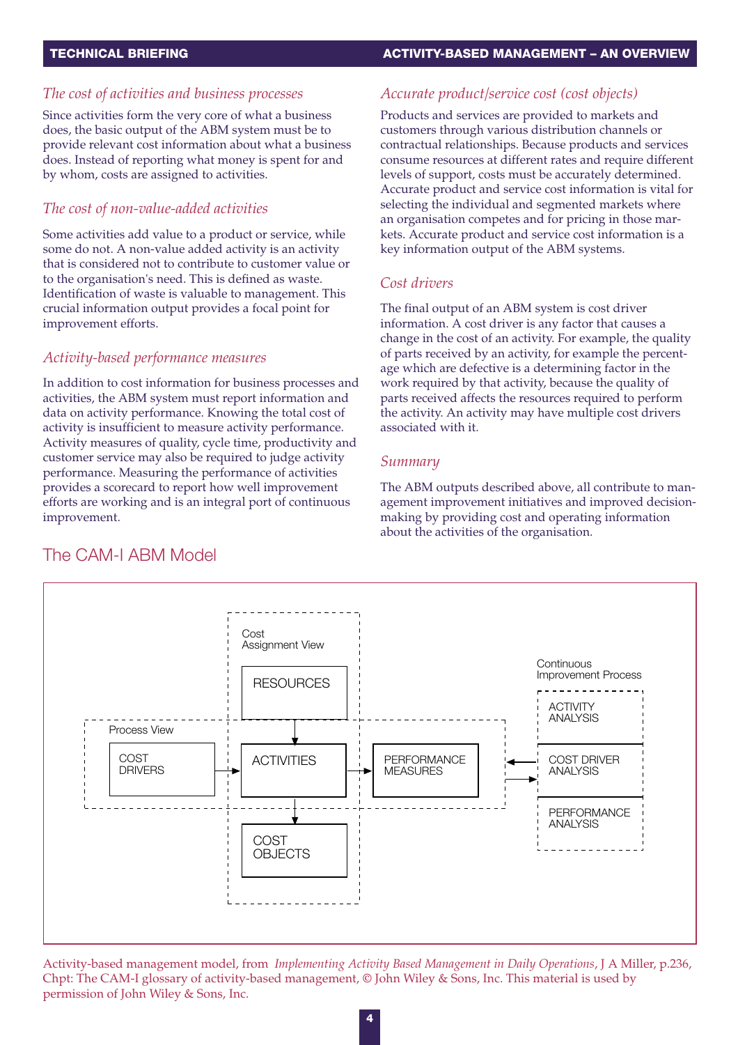### The cost of activities and business processes

Since activities form the very core of what a business does, the basic output of the ABM system must be to provide relevant cost information about what a business does. Instead of reporting what money is spent for and by whom, costs are assigned to activities.

### The cost of non-value-added activities

Some activities add value to a product or service, while some do not. A non-value added activity is an activity that is considered not to contribute to customer value or to the organisation's need. This is defined as waste. Identification of waste is valuable to management. This crucial information output provides a focal point for improvement efforts.

### Activity-based performance measures

In addition to cost information for business processes and activities, the ABM system must report information and data on activity performance. Knowing the total cost of activity is insufficient to measure activity performance. Activity measures of quality, cycle time, productivity and customer service may also be required to judge activity performance. Measuring the performance of activities provides a scorecard to report how well improvement efforts are working and is an integral port of continuous improvement.

### Accurate product/service cost (cost objects)

Products and services are provided to markets and customers through various distribution channels or contractual relationships. Because products and services consume resources at different rates and require different levels of support, costs must be accurately determined. Accurate product and service cost information is vital for selecting the individual and segmented markets where an organisation competes and for pricing in those markets. Accurate product and service cost information is a key information output of the ABM systems.

### Cost drivers

The final output of an ABM system is cost driver information. A cost driver is any factor that causes a change in the cost of an activity. For example, the quality of parts received by an activity, for example the percentage which are defective is a determining factor in the work required by that activity, because the quality of parts received affects the resources required to perform the activity. An activity may have multiple cost drivers associated with it.

### Summary

The ABM outputs described above, all contribute to management improvement initiatives and improved decision-making by providing cost and operating information about the activities of the organisation.

## The CAM-I ABM Model

Cost Assignment View: RESOURCES → ACTIVITIES → COST OBJECTS

Process View: COST DRIVERS → ACTIVITIES → PERFORMANCE MEASURES

Continuous Improvement Process: ACTIVITY ANALYSIS; COST DRIVER ANALYSIS; PERFORMANCE ANALYSIS

Activity-based management model, from *Implementing Activity Based Management in Daily Operations*, J A Miller, p.236, Chpt: The CAM-I glossary of activity-based management, © John Wiley & Sons, Inc. This material is used by permission of John Wiley & Sons, Inc.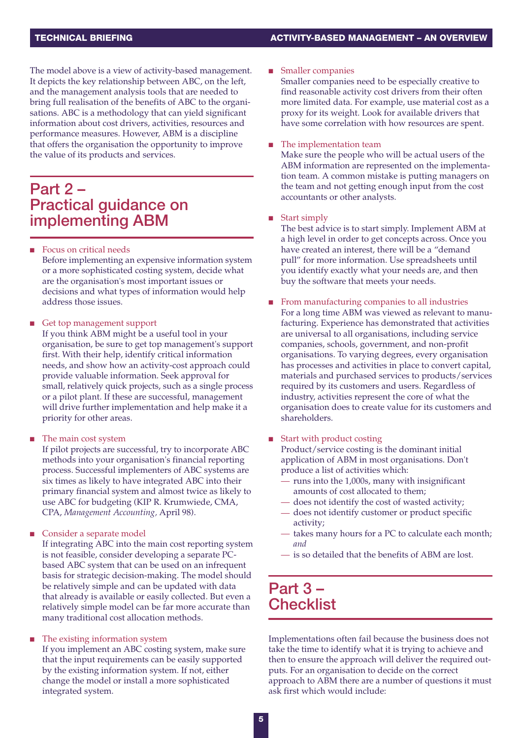The model above is a view of activity-based management. It depicts the key relationship between ABC, on the left, and the management analysis tools that are needed to bring full realisation of the benefits of ABC to the organisations. ABC is a methodology that can yield significant information about cost drivers, activities, resources and performance measures. However, ABM is a discipline that offers the organisation the opportunity to improve the value of its products and services.

## Part 2 – Practical guidance on implementing ABM

- **Focus on critical needs**
  Before implementing an expensive information system or a more sophisticated costing system, decide what are the organisation's most important issues or decisions and what types of information would help address those issues.

- **Get top management support**
  If you think ABM might be a useful tool in your organisation, be sure to get top management's support first. With their help, identify critical information needs, and show how an activity-cost approach could provide valuable information. Seek approval for small, relatively quick projects, such as a single process or a pilot plant. If these are successful, management will drive further implementation and help make it a priority for other areas.

- **The main cost system**
  If pilot projects are successful, try to incorporate ABC methods into your organisation's financial reporting process. Successful implementers of ABC systems are six times as likely to have integrated ABC into their primary financial system and almost twice as likely to use ABC for budgeting (KIP R. Krumwiede, CMA, CPA, *Management Accounting*, April 98).

- **Consider a separate model**
  If integrating ABC into the main cost reporting system is not feasible, consider developing a separate PC-based ABC system that can be used on an infrequent basis for strategic decision-making. The model should be relatively simple and can be updated with data that already is available or easily collected. But even a relatively simple model can be far more accurate than many traditional cost allocation methods.

- **The existing information system**
  If you implement an ABC costing system, make sure that the input requirements can be easily supported by the existing information system. If not, either change the model or install a more sophisticated integrated system.

- **Smaller companies**
  Smaller companies need to be especially creative to find reasonable activity cost drivers from their often more limited data. For example, use material cost as a proxy for its weight. Look for available drivers that have some correlation with how resources are spent.

- **The implementation team**
  Make sure the people who will be actual users of the ABM information are represented on the implementation team. A common mistake is putting managers on the team and not getting enough input from the cost accountants or other analysts.

- **Start simply**
  The best advice is to start simply. Implement ABM at a high level in order to get concepts across. Once you have created an interest, there will be a "demand pull" for more information. Use spreadsheets until you identify exactly what your needs are, and then buy the software that meets your needs.

- **From manufacturing companies to all industries**
  For a long time ABM was viewed as relevant to manufacturing. Experience has demonstrated that activities are universal to all organisations, including service companies, schools, government, and non-profit organisations. To varying degrees, every organisation has processes and activities in place to convert capital, materials and purchased services to products/services required by its customers and users. Regardless of industry, activities represent the core of what the organisation does to create value for its customers and shareholders.

- **Start with product costing**
  Product/service costing is the dominant initial application of ABM in most organisations. Don't produce a list of activities which:
  - runs into the 1,000s, many with insignificant amounts of cost allocated to them;
  - does not identify the cost of wasted activity;
  - does not identify customer or product specific activity;
  - takes many hours for a PC to calculate each month; *and*
  - is so detailed that the benefits of ABM are lost.

## Part 3 – Checklist

Implementations often fail because the business does not take the time to identify what it is trying to achieve and then to ensure the approach will deliver the required outputs. For an organisation to decide on the correct approach to ABM there are a number of questions it must ask first which would include: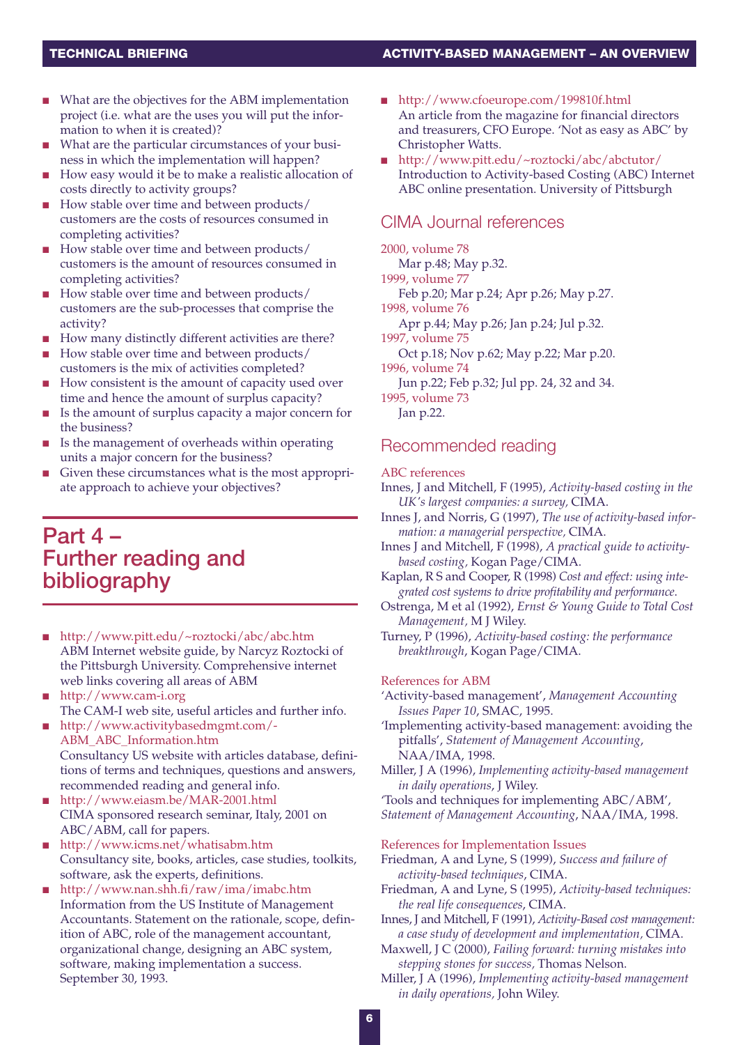- What are the objectives for the ABM implementation project (i.e. what are the uses you will put the information to when it is created)?
- What are the particular circumstances of your business in which the implementation will happen?
- How easy would it be to make a realistic allocation of costs directly to activity groups?
- How stable over time and between products/customers are the costs of resources consumed in completing activities?
- How stable over time and between products/customers is the amount of resources consumed in completing activities?
- How stable over time and between products/customers are the sub-processes that comprise the activity?
- How many distinctly different activities are there?
- How stable over time and between products/customers is the mix of activities completed?
- How consistent is the amount of capacity used over time and hence the amount of surplus capacity?
- Is the amount of surplus capacity a major concern for the business?
- Is the management of overheads within operating units a major concern for the business?
- Given these circumstances what is the most appropriate approach to achieve your objectives?

## Part 4 – Further reading and bibliography

- http://www.pitt.edu/~roztocki/abc/abc.htm
  ABM Internet website guide, by Narcyz Roztocki of the Pittsburgh University. Comprehensive internet web links covering all areas of ABM
- http://www.cam-i.org
  The CAM-I web site, useful articles and further info.
- http://www.activitybasedmgmt.com/-ABM_ABC_Information.htm
  Consultancy US website with articles database, definitions of terms and techniques, questions and answers, recommended reading and general info.
- http://www.eiasm.be/MAR-2001.html
  CIMA sponsored research seminar, Italy, 2001 on ABC/ABM, call for papers.
- http://www.icms.net/whatisabm.htm
  Consultancy site, books, articles, case studies, toolkits, software, ask the experts, definitions.
- http://www.nan.shh.fi/raw/ima/imabc.htm
  Information from the US Institute of Management Accountants. Statement on the rationale, scope, definition of ABC, role of the management accountant, organizational change, designing an ABC system, software, making implementation a success. September 30, 1993.
- http://www.cfoeurope.com/199810f.html
  An article from the magazine for financial directors and treasurers, CFO Europe. 'Not as easy as ABC' by Christopher Watts.
- http://www.pitt.edu/~roztocki/abc/abctutor/
  Introduction to Activity-based Costing (ABC) Internet ABC online presentation. University of Pittsburgh

### CIMA Journal references

2000, volume 78
Mar p.48; May p.32.

1999, volume 77
Feb p.20; Mar p.24; Apr p.26; May p.27.

1998, volume 76
Apr p.44; May p.26; Jan p.24; Jul p.32.

1997, volume 75
Oct p.18; Nov p.62; May p.22; Mar p.20.

1996, volume 74
Jun p.22; Feb p.32; Jul pp. 24, 32 and 34.

1995, volume 73
Jan p.22.

### Recommended reading

#### ABC references

Innes, J and Mitchell, F (1995), *Activity-based costing in the UK's largest companies: a survey,* CIMA.

Innes J, and Norris, G (1997), *The use of activity-based information: a managerial perspective,* CIMA.

Innes J and Mitchell, F (1998), *A practical guide to activity-based costing,* Kogan Page/CIMA.

Kaplan, R S and Cooper, R (1998) *Cost and effect: using integrated cost systems to drive profitability and performance.*

Ostrenga, M et al (1992), *Ernst & Young Guide to Total Cost Management,* M J Wiley.

Turney, P (1996), *Activity-based costing: the performance breakthrough*, Kogan Page/CIMA.

#### References for ABM

'Activity-based management', *Management Accounting Issues Paper 10*, SMAC, 1995.

'Implementing activity-based management: avoiding the pitfalls', *Statement of Management Accounting*, NAA/IMA, 1998.

Miller, J A (1996), *Implementing activity-based management in daily operations*, J Wiley.

'Tools and techniques for implementing ABC/ABM', *Statement of Management Accounting*, NAA/IMA, 1998.

#### References for Implementation Issues

Friedman, A and Lyne, S (1999), *Success and failure of activity-based techniques*, CIMA.

Friedman, A and Lyne, S (1995), *Activity-based techniques: the real life consequences*, CIMA.

Innes, J and Mitchell, F (1991), *Activity-Based cost management: a case study of development and implementation,* CIMA.

Maxwell, J C (2000), *Failing forward: turning mistakes into stepping stones for success,* Thomas Nelson.

Miller, J A (1996), *Implementing activity-based management in daily operations,* John Wiley.